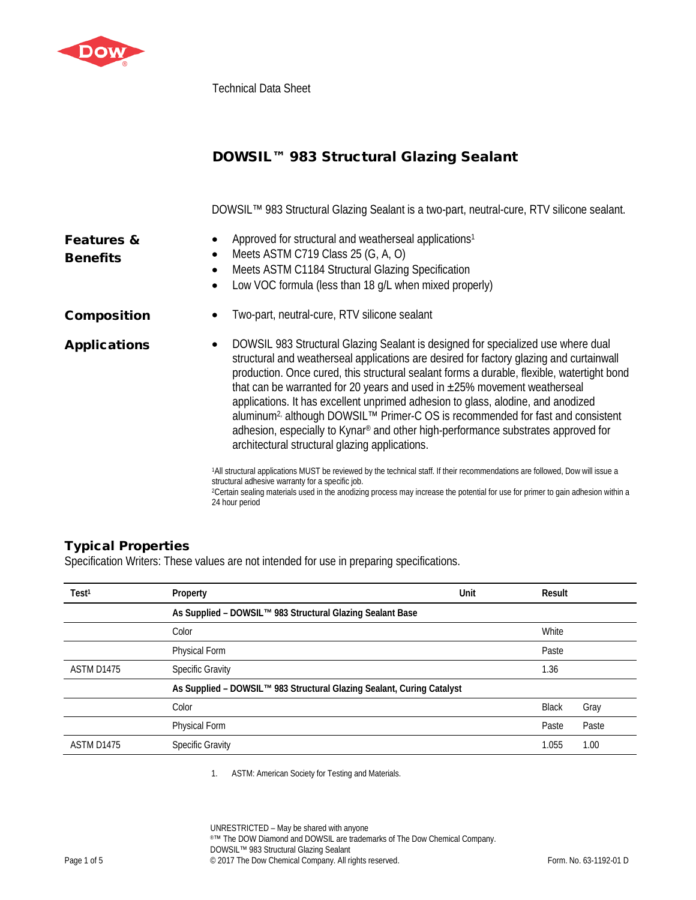Technical Data Sheet

# DOWSIL™ 983 Structural Glazing Sealant

DOWSIL™ 983 Structural Glazing Sealant is a two-part, neutral-cure, RTV silicone sealant.

## Features & Benefits

- Approved for structural and weatherseal applications[1]
- Meets ASTM C719 Class 25 (G, A, O)
- Meets ASTM C1184 Structural Glazing Specification
- Low VOC formula (less than 18 g/L when mixed properly)

## Composition

- Two-part, neutral-cure, RTV silicone sealant

## Applications

- DOWSIL 983 Structural Glazing Sealant is designed for specialized use where dual structural and weatherseal applications are desired for factory glazing and curtainwall production. Once cured, this structural sealant forms a durable, flexible, watertight bond that can be warranted for 20 years and used in ±25% movement weatherseal applications. It has excellent unprimed adhesion to glass, alodine, and anodized aluminum[2], although DOWSIL™ Primer-C OS is recommended for fast and consistent adhesion, especially to Kynar® and other high-performance substrates approved for architectural structural glazing applications.

[1]All structural applications MUST be reviewed by the technical staff. If their recommendations are followed, Dow will issue a structural adhesive warranty for a specific job.
[2]Certain sealing materials used in the anodizing process may increase the potential for use for primer to gain adhesion within a 24 hour period

## Typical Properties

Specification Writers: These values are not intended for use in preparing specifications.

| Test[1] | Property | Unit | Result | |
|---|---|---|---|---|
| | **As Supplied – DOWSIL™ 983 Structural Glazing Sealant Base** | | | |
| | Color | | White | |
| | Physical Form | | Paste | |
| ASTM D1475 | Specific Gravity | | 1.36 | |
| | **As Supplied – DOWSIL™ 983 Structural Glazing Sealant, Curing Catalyst** | | | |
| | Color | | Black | Gray |
| | Physical Form | | Paste | Paste |
| ASTM D1475 | Specific Gravity | | 1.055 | 1.00 |

1. ASTM: American Society for Testing and Materials.

UNRESTRICTED – May be shared with anyone
®™ The DOW Diamond and DOWSIL are trademarks of The Dow Chemical Company.
DOWSIL™ 983 Structural Glazing Sealant
© 2017 The Dow Chemical Company. All rights reserved.

Form. No. 63-1192-01 D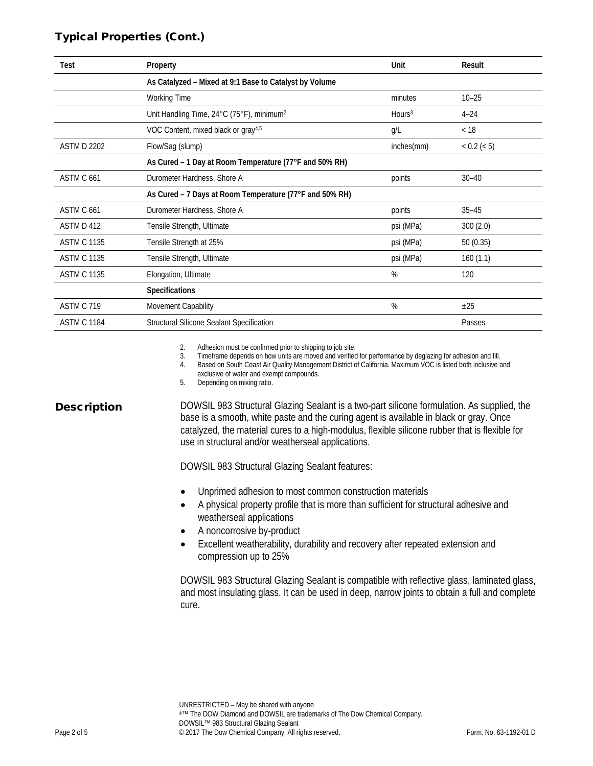## Typical Properties (Cont.)

| Test | Property | Unit | Result |
|---|---|---|---|
| | **As Catalyzed – Mixed at 9:1 Base to Catalyst by Volume** | | |
| | Working Time | minutes | 10–25 |
| | Unit Handling Time, 24°C (75°F), minimum[2] | Hours[3] | 4–24 |
| | VOC Content, mixed black or gray[4,5] | g/L | < 18 |
| ASTM D 2202 | Flow/Sag (slump) | inches(mm) | < 0.2 (< 5) |
| | **As Cured – 1 Day at Room Temperature (77°F and 50% RH)** | | |
| ASTM C 661 | Durometer Hardness, Shore A | points | 30–40 |
| | **As Cured – 7 Days at Room Temperature (77°F and 50% RH)** | | |
| ASTM C 661 | Durometer Hardness, Shore A | points | 35–45 |
| ASTM D 412 | Tensile Strength, Ultimate | psi (MPa) | 300 (2.0) |
| ASTM C 1135 | Tensile Strength at 25% | psi (MPa) | 50 (0.35) |
| ASTM C 1135 | Tensile Strength, Ultimate | psi (MPa) | 160 (1.1) |
| ASTM C 1135 | Elongation, Ultimate | % | 120 |
| | **Specifications** | | |
| ASTM C 719 | Movement Capability | % | ±25 |
| ASTM C 1184 | Structural Silicone Sealant Specification | | Passes |

2. Adhesion must be confirmed prior to shipping to job site.
3. Timeframe depends on how units are moved and verified for performance by deglazing for adhesion and fill.
4. Based on South Coast Air Quality Management District of California. Maximum VOC is listed both inclusive and exclusive of water and exempt compounds.
5. Depending on mixing ratio.

## Description

DOWSIL 983 Structural Glazing Sealant is a two-part silicone formulation. As supplied, the base is a smooth, white paste and the curing agent is available in black or gray. Once catalyzed, the material cures to a high-modulus, flexible silicone rubber that is flexible for use in structural and/or weatherseal applications.

DOWSIL 983 Structural Glazing Sealant features:

- Unprimed adhesion to most common construction materials
- A physical property profile that is more than sufficient for structural adhesive and weatherseal applications
- A noncorrosive by-product
- Excellent weatherability, durability and recovery after repeated extension and compression up to 25%

DOWSIL 983 Structural Glazing Sealant is compatible with reflective glass, laminated glass, and most insulating glass. It can be used in deep, narrow joints to obtain a full and complete cure.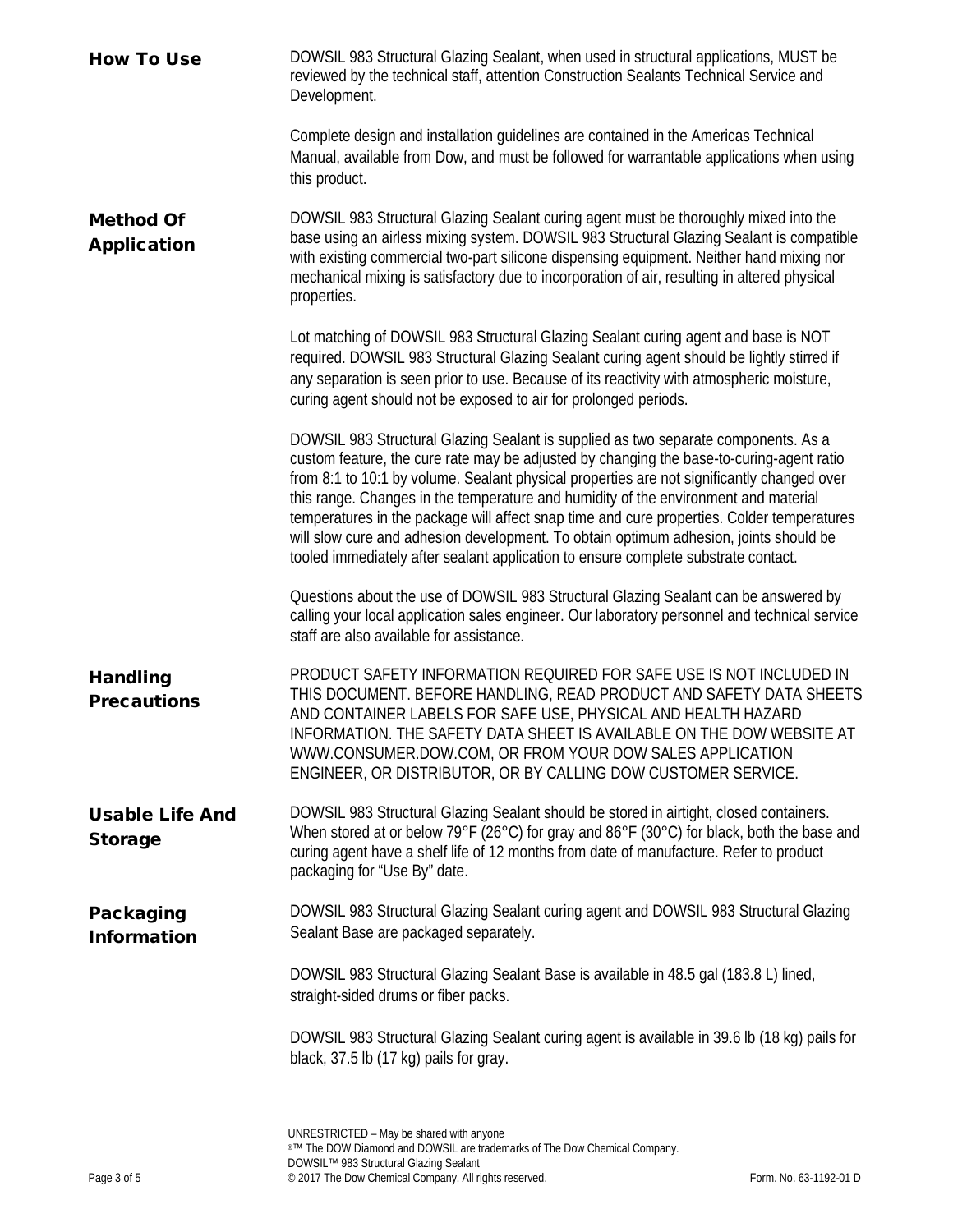## How To Use

DOWSIL 983 Structural Glazing Sealant, when used in structural applications, MUST be reviewed by the technical staff, attention Construction Sealants Technical Service and Development.

Complete design and installation guidelines are contained in the Americas Technical Manual, available from Dow, and must be followed for warrantable applications when using this product.

## Method Of Application

DOWSIL 983 Structural Glazing Sealant curing agent must be thoroughly mixed into the base using an airless mixing system. DOWSIL 983 Structural Glazing Sealant is compatible with existing commercial two-part silicone dispensing equipment. Neither hand mixing nor mechanical mixing is satisfactory due to incorporation of air, resulting in altered physical properties.

Lot matching of DOWSIL 983 Structural Glazing Sealant curing agent and base is NOT required. DOWSIL 983 Structural Glazing Sealant curing agent should be lightly stirred if any separation is seen prior to use. Because of its reactivity with atmospheric moisture, curing agent should not be exposed to air for prolonged periods.

DOWSIL 983 Structural Glazing Sealant is supplied as two separate components. As a custom feature, the cure rate may be adjusted by changing the base-to-curing-agent ratio from 8:1 to 10:1 by volume. Sealant physical properties are not significantly changed over this range. Changes in the temperature and humidity of the environment and material temperatures in the package will affect snap time and cure properties. Colder temperatures will slow cure and adhesion development. To obtain optimum adhesion, joints should be tooled immediately after sealant application to ensure complete substrate contact.

Questions about the use of DOWSIL 983 Structural Glazing Sealant can be answered by calling your local application sales engineer. Our laboratory personnel and technical service staff are also available for assistance.

## Handling Precautions

PRODUCT SAFETY INFORMATION REQUIRED FOR SAFE USE IS NOT INCLUDED IN THIS DOCUMENT. BEFORE HANDLING, READ PRODUCT AND SAFETY DATA SHEETS AND CONTAINER LABELS FOR SAFE USE, PHYSICAL AND HEALTH HAZARD INFORMATION. THE SAFETY DATA SHEET IS AVAILABLE ON THE DOW WEBSITE AT WWW.CONSUMER.DOW.COM, OR FROM YOUR DOW SALES APPLICATION ENGINEER, OR DISTRIBUTOR, OR BY CALLING DOW CUSTOMER SERVICE.

## Usable Life And Storage

DOWSIL 983 Structural Glazing Sealant should be stored in airtight, closed containers. When stored at or below 79°F (26°C) for gray and 86°F (30°C) for black, both the base and curing agent have a shelf life of 12 months from date of manufacture. Refer to product packaging for "Use By" date.

## Packaging Information

DOWSIL 983 Structural Glazing Sealant curing agent and DOWSIL 983 Structural Glazing Sealant Base are packaged separately.

DOWSIL 983 Structural Glazing Sealant Base is available in 48.5 gal (183.8 L) lined, straight-sided drums or fiber packs.

DOWSIL 983 Structural Glazing Sealant curing agent is available in 39.6 lb (18 kg) pails for black, 37.5 lb (17 kg) pails for gray.

UNRESTRICTED – May be shared with anyone
®™ The DOW Diamond and DOWSIL are trademarks of The Dow Chemical Company.
DOWSIL™ 983 Structural Glazing Sealant
© 2017 The Dow Chemical Company. All rights reserved. Form. No. 63-1192-01 D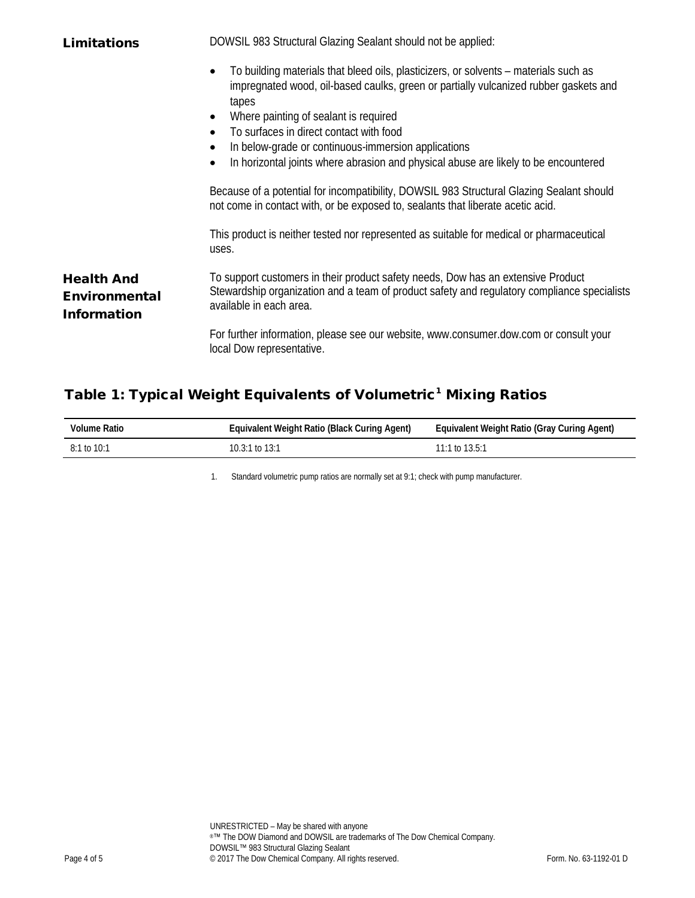## Limitations

DOWSIL 983 Structural Glazing Sealant should not be applied:

- To building materials that bleed oils, plasticizers, or solvents – materials such as impregnated wood, oil-based caulks, green or partially vulcanized rubber gaskets and tapes
- Where painting of sealant is required
- To surfaces in direct contact with food
- In below-grade or continuous-immersion applications
- In horizontal joints where abrasion and physical abuse are likely to be encountered

Because of a potential for incompatibility, DOWSIL 983 Structural Glazing Sealant should not come in contact with, or be exposed to, sealants that liberate acetic acid.

This product is neither tested nor represented as suitable for medical or pharmaceutical uses.

## Health And Environmental Information

To support customers in their product safety needs, Dow has an extensive Product Stewardship organization and a team of product safety and regulatory compliance specialists available in each area.

For further information, please see our website, www.consumer.dow.com or consult your local Dow representative.

## Table 1: Typical Weight Equivalents of Volumetric[1] Mixing Ratios

| Volume Ratio | Equivalent Weight Ratio (Black Curing Agent) | Equivalent Weight Ratio (Gray Curing Agent) |
| --- | --- | --- |
| 8:1 to 10:1 | 10.3:1 to 13:1 | 11:1 to 13.5:1 |

1. Standard volumetric pump ratios are normally set at 9:1; check with pump manufacturer.

UNRESTRICTED – May be shared with anyone
®™ The DOW Diamond and DOWSIL are trademarks of The Dow Chemical Company.
DOWSIL™ 983 Structural Glazing Sealant
© 2017 The Dow Chemical Company. All rights reserved.

Form. No. 63-1192-01 D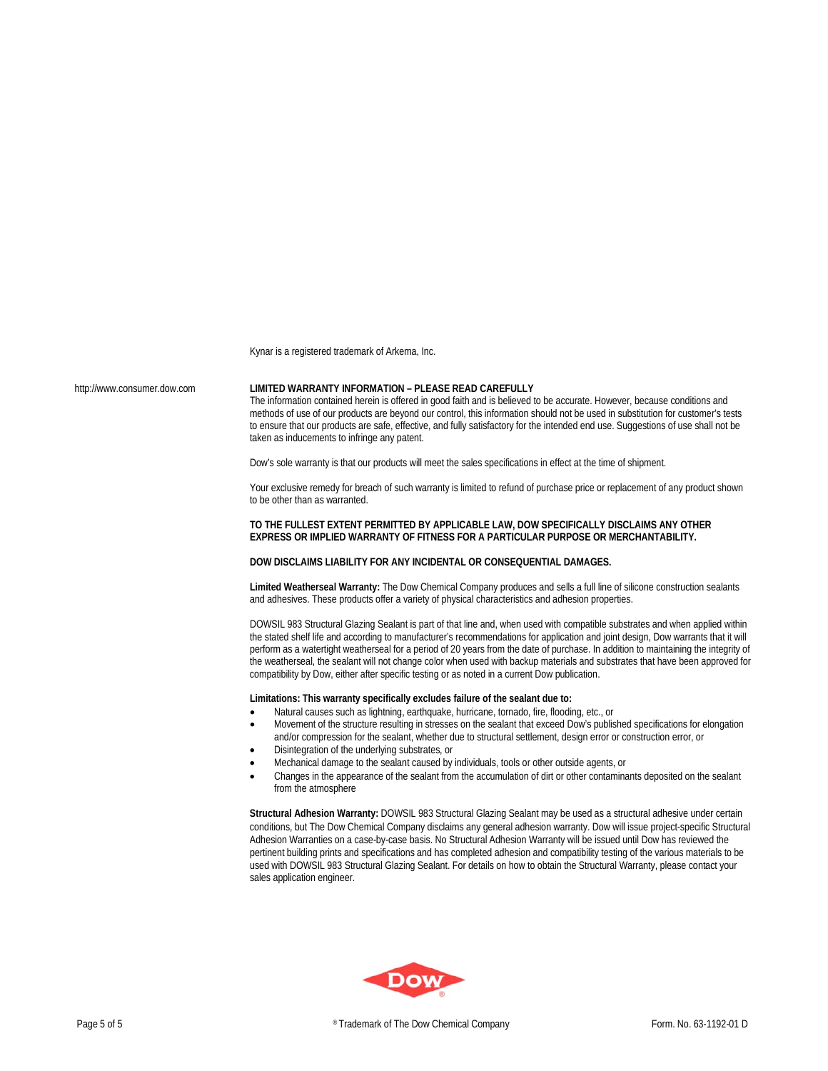Kynar is a registered trademark of Arkema, Inc.

http://www.consumer.dow.com

**LIMITED WARRANTY INFORMATION – PLEASE READ CAREFULLY**

The information contained herein is offered in good faith and is believed to be accurate. However, because conditions and methods of use of our products are beyond our control, this information should not be used in substitution for customer's tests to ensure that our products are safe, effective, and fully satisfactory for the intended end use. Suggestions of use shall not be taken as inducements to infringe any patent.

Dow's sole warranty is that our products will meet the sales specifications in effect at the time of shipment.

Your exclusive remedy for breach of such warranty is limited to refund of purchase price or replacement of any product shown to be other than as warranted.

**TO THE FULLEST EXTENT PERMITTED BY APPLICABLE LAW, DOW SPECIFICALLY DISCLAIMS ANY OTHER EXPRESS OR IMPLIED WARRANTY OF FITNESS FOR A PARTICULAR PURPOSE OR MERCHANTABILITY.**

**DOW DISCLAIMS LIABILITY FOR ANY INCIDENTAL OR CONSEQUENTIAL DAMAGES.**

**Limited Weatherseal Warranty:** The Dow Chemical Company produces and sells a full line of silicone construction sealants and adhesives. These products offer a variety of physical characteristics and adhesion properties.

DOWSIL 983 Structural Glazing Sealant is part of that line and, when used with compatible substrates and when applied within the stated shelf life and according to manufacturer's recommendations for application and joint design, Dow warrants that it will perform as a watertight weatherseal for a period of 20 years from the date of purchase. In addition to maintaining the integrity of the weatherseal, the sealant will not change color when used with backup materials and substrates that have been approved for compatibility by Dow, either after specific testing or as noted in a current Dow publication.

**Limitations: This warranty specifically excludes failure of the sealant due to:**

- Natural causes such as lightning, earthquake, hurricane, tornado, fire, flooding, etc., or
- Movement of the structure resulting in stresses on the sealant that exceed Dow's published specifications for elongation and/or compression for the sealant, whether due to structural settlement, design error or construction error, or
- Disintegration of the underlying substrates, or
- Mechanical damage to the sealant caused by individuals, tools or other outside agents, or
- Changes in the appearance of the sealant from the accumulation of dirt or other contaminants deposited on the sealant from the atmosphere

**Structural Adhesion Warranty:** DOWSIL 983 Structural Glazing Sealant may be used as a structural adhesive under certain conditions, but The Dow Chemical Company disclaims any general adhesion warranty. Dow will issue project-specific Structural Adhesion Warranties on a case-by-case basis. No Structural Adhesion Warranty will be issued until Dow has reviewed the pertinent building prints and specifications and has completed adhesion and compatibility testing of the various materials to be used with DOWSIL 983 Structural Glazing Sealant. For details on how to obtain the Structural Warranty, please contact your sales application engineer.

® Trademark of The Dow Chemical Company

Form. No. 63-1192-01 D